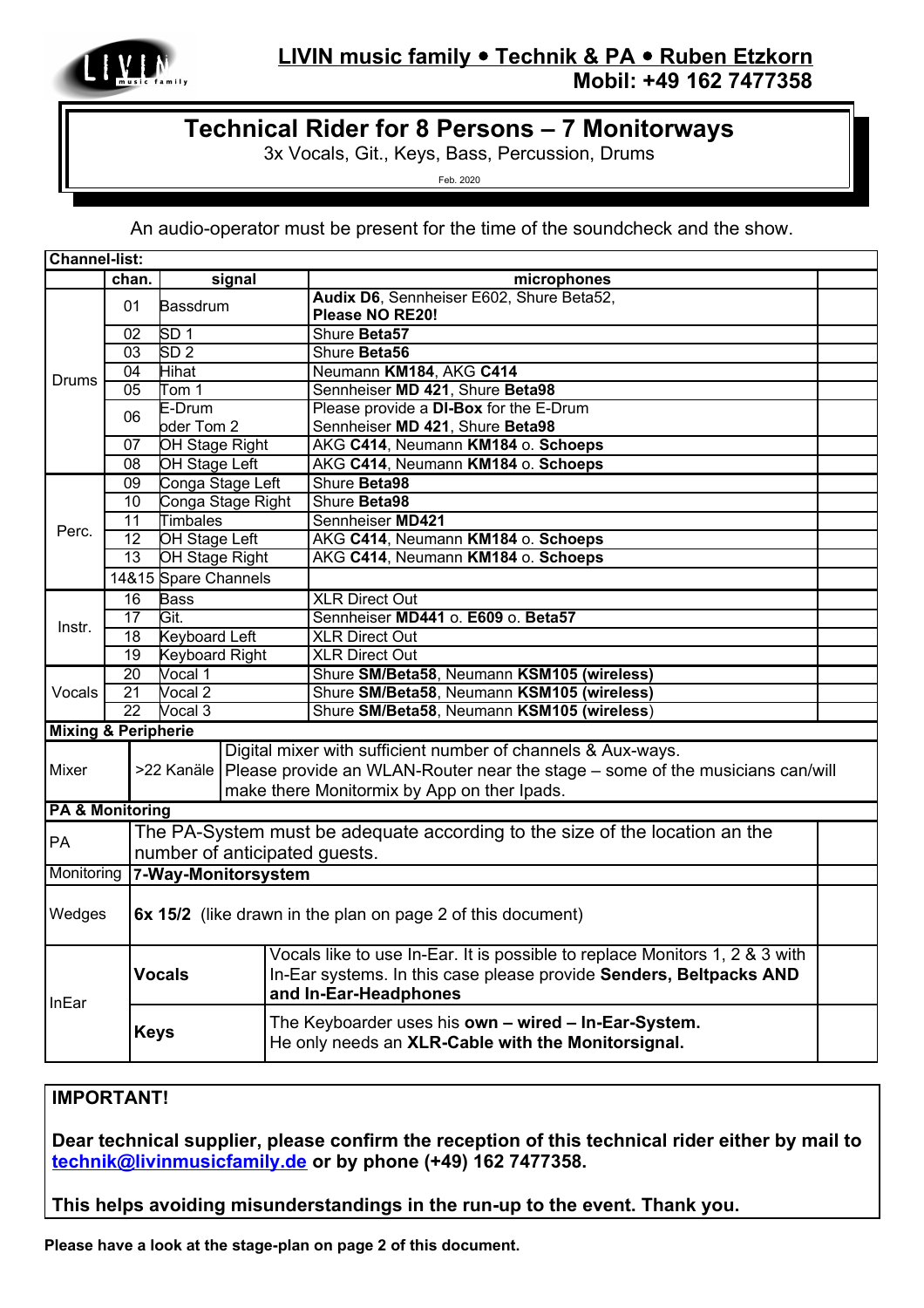**LIVIN music family • Technik & PA • Ruben Etzkorn**
**Mobil: +49 162 7477358**

# Technical Rider for 8 Persons – 7 Monitorways

3x Vocals, Git., Keys, Bass, Percussion, Drums

Feb. 2020

An audio-operator must be present for the time of the soundcheck and the show.

**Channel-list:**

| | chan. | signal | microphones | |
|---|---|---|---|---|
| Drums | 01 | Bassdrum | **Audix D6**, Sennheiser E602, Shure Beta52, **Please NO RE20!** | |
| | 02 | SD 1 | Shure **Beta57** | |
| | 03 | SD 2 | Shure **Beta56** | |
| | 04 | Hihat | Neumann **KM184**, AKG **C414** | |
| | 05 | Tom 1 | Sennheiser **MD 421**, Shure **Beta98** | |
| | 06 | E-Drum oder Tom 2 | Please provide a **DI-Box** for the E-Drum Sennheiser **MD 421**, Shure **Beta98** | |
| | 07 | OH Stage Right | AKG **C414**, Neumann **KM184** o. **Schoeps** | |
| | 08 | OH Stage Left | AKG **C414**, Neumann **KM184** o. **Schoeps** | |
| Perc. | 09 | Conga Stage Left | Shure **Beta98** | |
| | 10 | Conga Stage Right | Shure **Beta98** | |
| | 11 | Timbales | Sennheiser **MD421** | |
| | 12 | OH Stage Left | AKG **C414**, Neumann **KM184** o. **Schoeps** | |
| | 13 | OH Stage Right | AKG **C414**, Neumann **KM184** o. **Schoeps** | |
| | 14&15 | Spare Channels | | |
| Instr. | 16 | Bass | XLR Direct Out | |
| | 17 | Git. | Sennheiser **MD441** o. **E609** o. **Beta57** | |
| | 18 | Keyboard Left | XLR Direct Out | |
| | 19 | Keyboard Right | XLR Direct Out | |
| Vocals | 20 | Vocal 1 | Shure **SM/Beta58**, Neumann **KSM105 (wireless)** | |
| | 21 | Vocal 2 | Shure **SM/Beta58**, Neumann **KSM105 (wireless)** | |
| | 22 | Vocal 3 | Shure **SM/Beta58**, Neumann **KSM105 (wireless**) | |

**Mixing & Peripherie**

| | | |
|---|---|---|
| Mixer | >22 Kanäle | Digital mixer with sufficient number of channels & Aux-ways. Please provide an WLAN-Router near the stage – some of the musicians can/will make there Monitormix by App on ther Ipads. |

**PA & Monitoring**

| | | | |
|---|---|---|---|
| PA | The PA-System must be adequate according to the size of the location an the number of anticipated guests. | | |
| Monitoring | **7-Way-Monitorsystem** | | |
| Wedges | **6x 15/2** (like drawn in the plan on page 2 of this document) | | |
| InEar | **Vocals** | Vocals like to use In-Ear. It is possible to replace Monitors 1, 2 & 3 with In-Ear systems. In this case please provide **Senders, Beltpacks AND and In-Ear-Headphones** | |
| | **Keys** | The Keyboarder uses his **own – wired – In-Ear-System.** He only needs an **XLR-Cable with the Monitorsignal.** | |

**IMPORTANT!**

**Dear technical supplier, please confirm the reception of this technical rider either by mail to technik@livinmusicfamily.de or by phone (+49) 162 7477358.**

**This helps avoiding misunderstandings in the run-up to the event. Thank you.**

**Please have a look at the stage-plan on page 2 of this document.**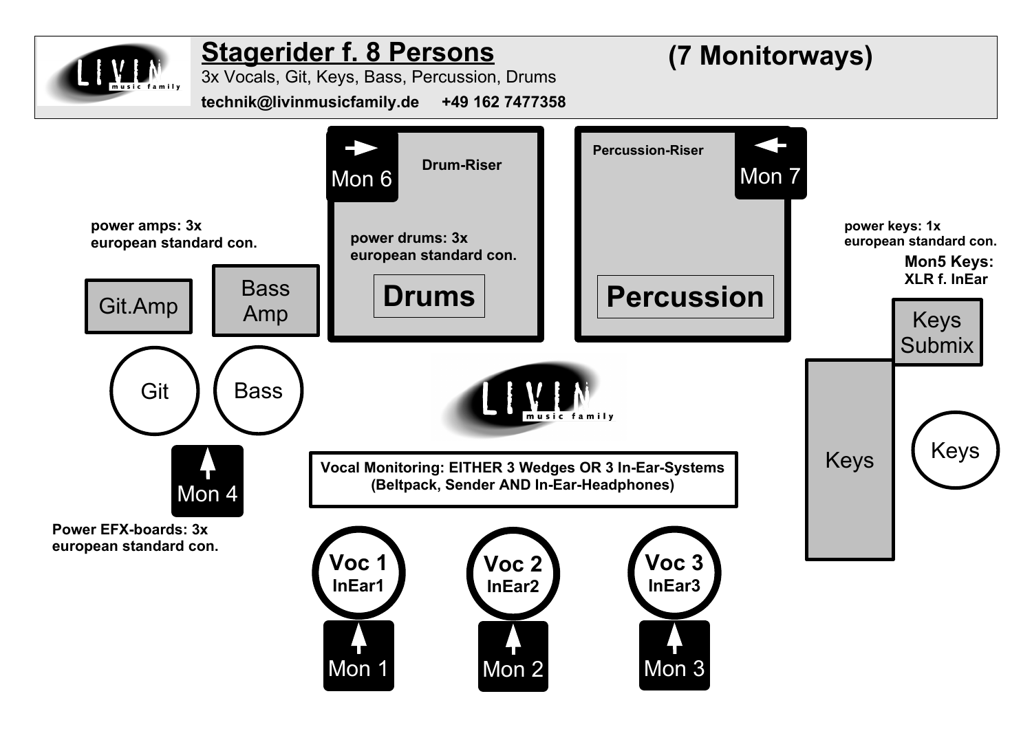# Stagerider f. 8 Persons

**(7 Monitorways)**

3x Vocals, Git, Keys, Bass, Percussion, Drums

**technik@livinmusicfamily.de +49 162 7477358**

Mon 6

Drum-Riser

power drums: 3x
european standard con.

**Drums**

Percussion-Riser

Mon 7

**Percussion**

power amps: 3x
european standard con.

Git.Amp

Bass Amp

Git

Bass

Mon 4

Power EFX-boards: 3x
european standard con.

power keys: 1x
european standard con.

**Mon5 Keys:**
**XLR f. InEar**

Keys Submix

Keys

Keys

**Vocal Monitoring: EITHER 3 Wedges OR 3 In-Ear-Systems (Beltpack, Sender AND In-Ear-Headphones)**

**Voc 1**
**InEar1**

**Voc 2**
**InEar2**

**Voc 3**
**InEar3**

Mon 1

Mon 2

Mon 3